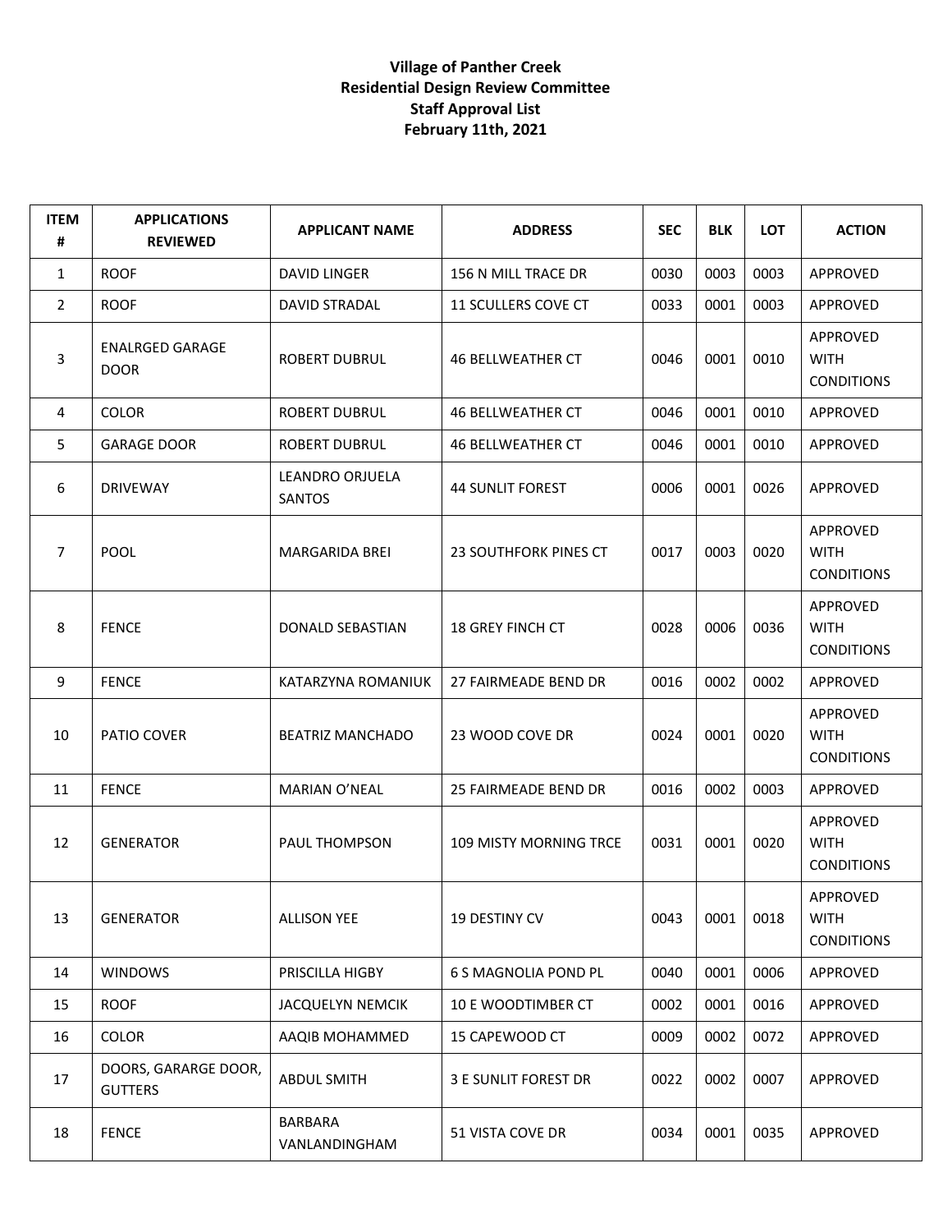**Village of Panther Creek**
**Residential Design Review Committee**
**Staff Approval List**
**February 11th, 2021**

| ITEM # | APPLICATIONS REVIEWED | APPLICANT NAME | ADDRESS | SEC | BLK | LOT | ACTION |
|---|---|---|---|---|---|---|---|
| 1 | ROOF | DAVID LINGER | 156 N MILL TRACE DR | 0030 | 0003 | 0003 | APPROVED |
| 2 | ROOF | DAVID STRADAL | 11 SCULLERS COVE CT | 0033 | 0001 | 0003 | APPROVED |
| 3 | ENALRGED GARAGE DOOR | ROBERT DUBRUL | 46 BELLWEATHER CT | 0046 | 0001 | 0010 | APPROVED WITH CONDITIONS |
| 4 | COLOR | ROBERT DUBRUL | 46 BELLWEATHER CT | 0046 | 0001 | 0010 | APPROVED |
| 5 | GARAGE DOOR | ROBERT DUBRUL | 46 BELLWEATHER CT | 0046 | 0001 | 0010 | APPROVED |
| 6 | DRIVEWAY | LEANDRO ORJUELA SANTOS | 44 SUNLIT FOREST | 0006 | 0001 | 0026 | APPROVED |
| 7 | POOL | MARGARIDA BREI | 23 SOUTHFORK PINES CT | 0017 | 0003 | 0020 | APPROVED WITH CONDITIONS |
| 8 | FENCE | DONALD SEBASTIAN | 18 GREY FINCH CT | 0028 | 0006 | 0036 | APPROVED WITH CONDITIONS |
| 9 | FENCE | KATARZYNA ROMANIUK | 27 FAIRMEADE BEND DR | 0016 | 0002 | 0002 | APPROVED |
| 10 | PATIO COVER | BEATRIZ MANCHADO | 23 WOOD COVE DR | 0024 | 0001 | 0020 | APPROVED WITH CONDITIONS |
| 11 | FENCE | MARIAN O'NEAL | 25 FAIRMEADE BEND DR | 0016 | 0002 | 0003 | APPROVED |
| 12 | GENERATOR | PAUL THOMPSON | 109 MISTY MORNING TRCE | 0031 | 0001 | 0020 | APPROVED WITH CONDITIONS |
| 13 | GENERATOR | ALLISON YEE | 19 DESTINY CV | 0043 | 0001 | 0018 | APPROVED WITH CONDITIONS |
| 14 | WINDOWS | PRISCILLA HIGBY | 6 S MAGNOLIA POND PL | 0040 | 0001 | 0006 | APPROVED |
| 15 | ROOF | JACQUELYN NEMCIK | 10 E WOODTIMBER CT | 0002 | 0001 | 0016 | APPROVED |
| 16 | COLOR | AAQIB MOHAMMED | 15 CAPEWOOD CT | 0009 | 0002 | 0072 | APPROVED |
| 17 | DOORS, GARARGE DOOR, GUTTERS | ABDUL SMITH | 3 E SUNLIT FOREST DR | 0022 | 0002 | 0007 | APPROVED |
| 18 | FENCE | BARBARA VANLANDINGHAM | 51 VISTA COVE DR | 0034 | 0001 | 0035 | APPROVED |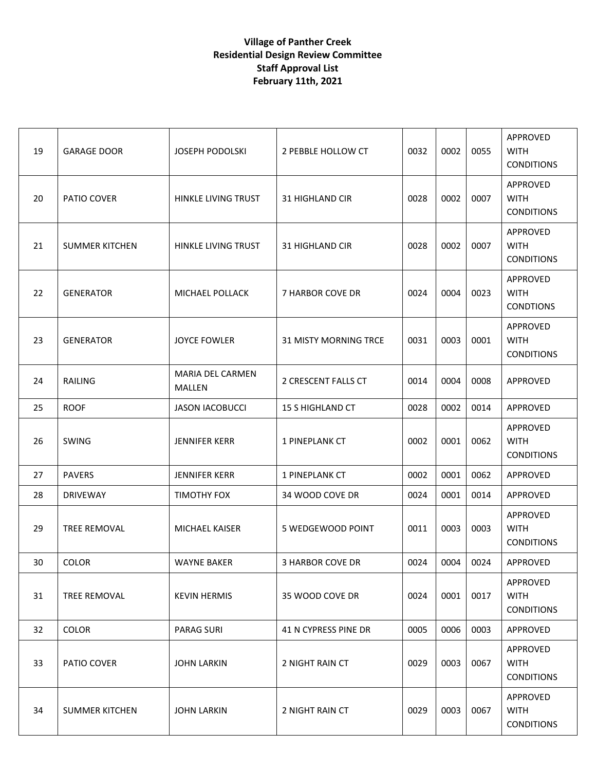**Village of Panther Creek**
**Residential Design Review Committee**
**Staff Approval List**
**February 11th, 2021**

| | | | | | | | |
|---|---|---|---|---|---|---|---|
| 19 | GARAGE DOOR | JOSEPH PODOLSKI | 2 PEBBLE HOLLOW CT | 0032 | 0002 | 0055 | APPROVED WITH CONDITIONS |
| 20 | PATIO COVER | HINKLE LIVING TRUST | 31 HIGHLAND CIR | 0028 | 0002 | 0007 | APPROVED WITH CONDITIONS |
| 21 | SUMMER KITCHEN | HINKLE LIVING TRUST | 31 HIGHLAND CIR | 0028 | 0002 | 0007 | APPROVED WITH CONDITIONS |
| 22 | GENERATOR | MICHAEL POLLACK | 7 HARBOR COVE DR | 0024 | 0004 | 0023 | APPROVED WITH CONDTIONS |
| 23 | GENERATOR | JOYCE FOWLER | 31 MISTY MORNING TRCE | 0031 | 0003 | 0001 | APPROVED WITH CONDITIONS |
| 24 | RAILING | MARIA DEL CARMEN MALLEN | 2 CRESCENT FALLS CT | 0014 | 0004 | 0008 | APPROVED |
| 25 | ROOF | JASON IACOBUCCI | 15 S HIGHLAND CT | 0028 | 0002 | 0014 | APPROVED |
| 26 | SWING | JENNIFER KERR | 1 PINEPLANK CT | 0002 | 0001 | 0062 | APPROVED WITH CONDITIONS |
| 27 | PAVERS | JENNIFER KERR | 1 PINEPLANK CT | 0002 | 0001 | 0062 | APPROVED |
| 28 | DRIVEWAY | TIMOTHY FOX | 34 WOOD COVE DR | 0024 | 0001 | 0014 | APPROVED |
| 29 | TREE REMOVAL | MICHAEL KAISER | 5 WEDGEWOOD POINT | 0011 | 0003 | 0003 | APPROVED WITH CONDITIONS |
| 30 | COLOR | WAYNE BAKER | 3 HARBOR COVE DR | 0024 | 0004 | 0024 | APPROVED |
| 31 | TREE REMOVAL | KEVIN HERMIS | 35 WOOD COVE DR | 0024 | 0001 | 0017 | APPROVED WITH CONDITIONS |
| 32 | COLOR | PARAG SURI | 41 N CYPRESS PINE DR | 0005 | 0006 | 0003 | APPROVED |
| 33 | PATIO COVER | JOHN LARKIN | 2 NIGHT RAIN CT | 0029 | 0003 | 0067 | APPROVED WITH CONDITIONS |
| 34 | SUMMER KITCHEN | JOHN LARKIN | 2 NIGHT RAIN CT | 0029 | 0003 | 0067 | APPROVED WITH CONDITIONS |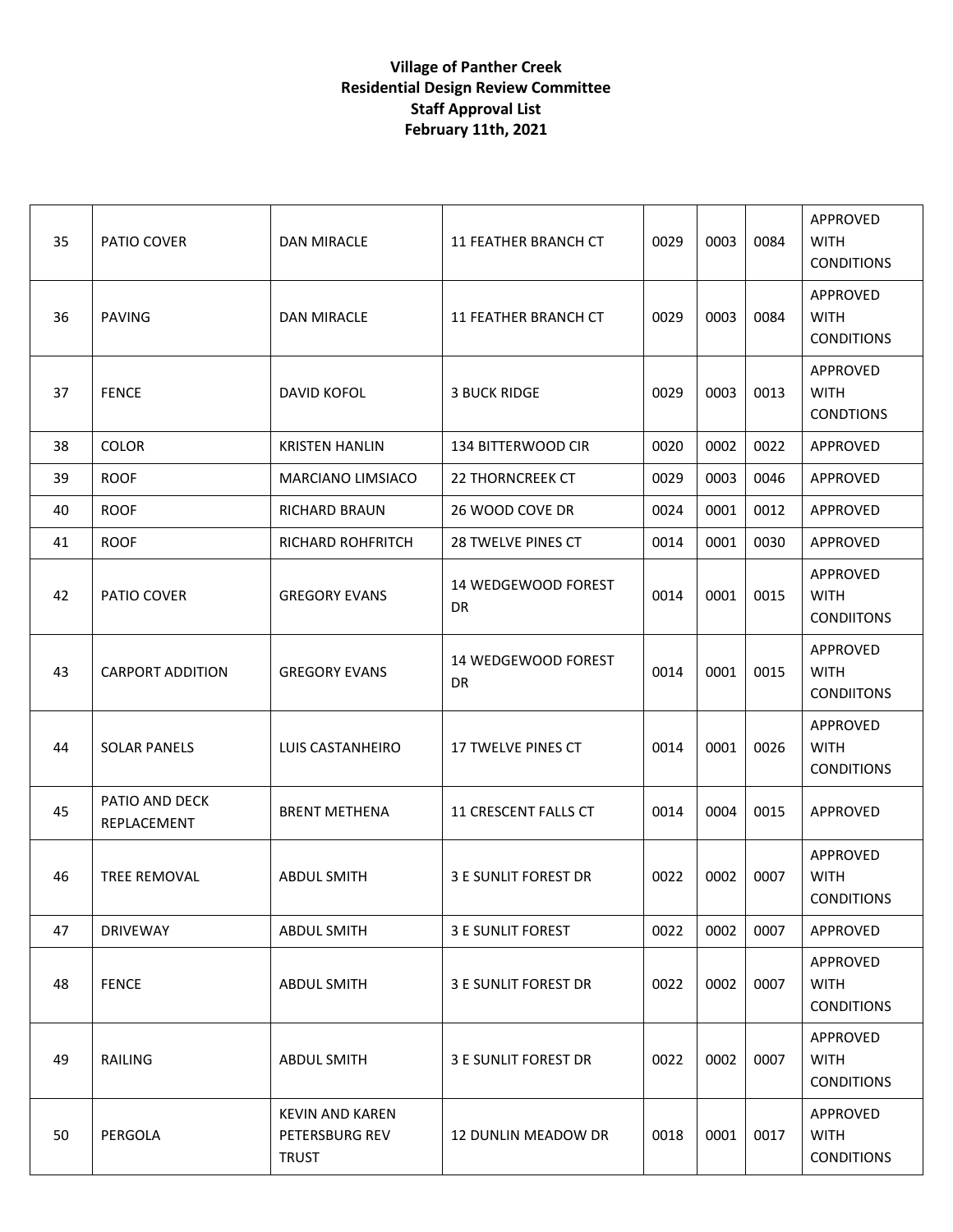**Village of Panther Creek**
**Residential Design Review Committee**
**Staff Approval List**
**February 11th, 2021**

| | | | | | | | |
|---|---|---|---|---|---|---|---|
| 35 | PATIO COVER | DAN MIRACLE | 11 FEATHER BRANCH CT | 0029 | 0003 | 0084 | APPROVED WITH CONDITIONS |
| 36 | PAVING | DAN MIRACLE | 11 FEATHER BRANCH CT | 0029 | 0003 | 0084 | APPROVED WITH CONDITIONS |
| 37 | FENCE | DAVID KOFOL | 3 BUCK RIDGE | 0029 | 0003 | 0013 | APPROVED WITH CONDTIONS |
| 38 | COLOR | KRISTEN HANLIN | 134 BITTERWOOD CIR | 0020 | 0002 | 0022 | APPROVED |
| 39 | ROOF | MARCIANO LIMSIACO | 22 THORNCREEK CT | 0029 | 0003 | 0046 | APPROVED |
| 40 | ROOF | RICHARD BRAUN | 26 WOOD COVE DR | 0024 | 0001 | 0012 | APPROVED |
| 41 | ROOF | RICHARD ROHFRITCH | 28 TWELVE PINES CT | 0014 | 0001 | 0030 | APPROVED |
| 42 | PATIO COVER | GREGORY EVANS | 14 WEDGEWOOD FOREST DR | 0014 | 0001 | 0015 | APPROVED WITH CONDIITONS |
| 43 | CARPORT ADDITION | GREGORY EVANS | 14 WEDGEWOOD FOREST DR | 0014 | 0001 | 0015 | APPROVED WITH CONDIITONS |
| 44 | SOLAR PANELS | LUIS CASTANHEIRO | 17 TWELVE PINES CT | 0014 | 0001 | 0026 | APPROVED WITH CONDITIONS |
| 45 | PATIO AND DECK REPLACEMENT | BRENT METHENA | 11 CRESCENT FALLS CT | 0014 | 0004 | 0015 | APPROVED |
| 46 | TREE REMOVAL | ABDUL SMITH | 3 E SUNLIT FOREST DR | 0022 | 0002 | 0007 | APPROVED WITH CONDITIONS |
| 47 | DRIVEWAY | ABDUL SMITH | 3 E SUNLIT FOREST | 0022 | 0002 | 0007 | APPROVED |
| 48 | FENCE | ABDUL SMITH | 3 E SUNLIT FOREST DR | 0022 | 0002 | 0007 | APPROVED WITH CONDITIONS |
| 49 | RAILING | ABDUL SMITH | 3 E SUNLIT FOREST DR | 0022 | 0002 | 0007 | APPROVED WITH CONDITIONS |
| 50 | PERGOLA | KEVIN AND KAREN PETERSBURG REV TRUST | 12 DUNLIN MEADOW DR | 0018 | 0001 | 0017 | APPROVED WITH CONDITIONS |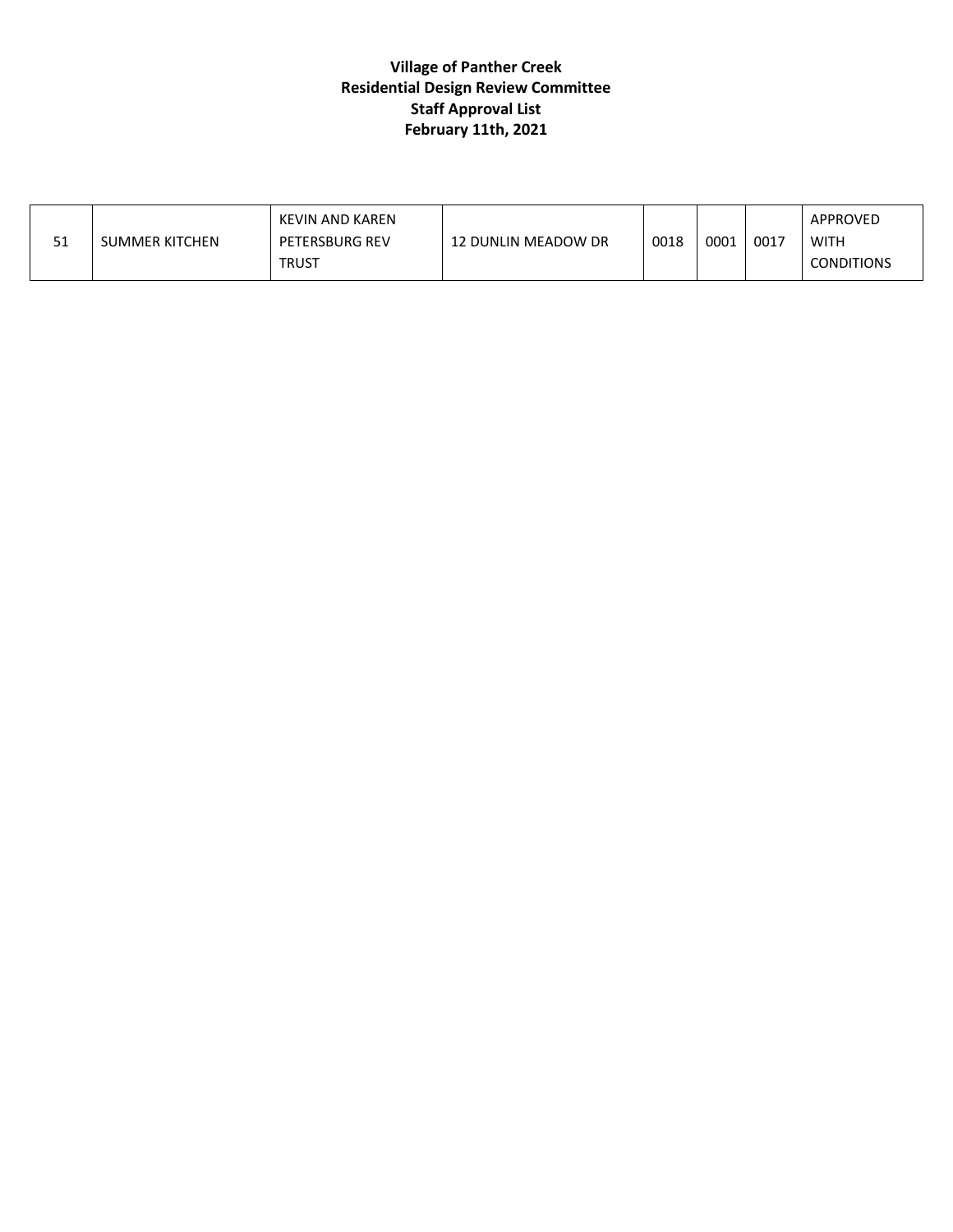**Village of Panther Creek**
**Residential Design Review Committee**
**Staff Approval List**
**February 11th, 2021**

| | | | | | | | |
|---|---|---|---|---|---|---|---|
| 51 | SUMMER KITCHEN | KEVIN AND KAREN PETERSBURG REV TRUST | 12 DUNLIN MEADOW DR | 0018 | 0001 | 0017 | APPROVED WITH CONDITIONS |